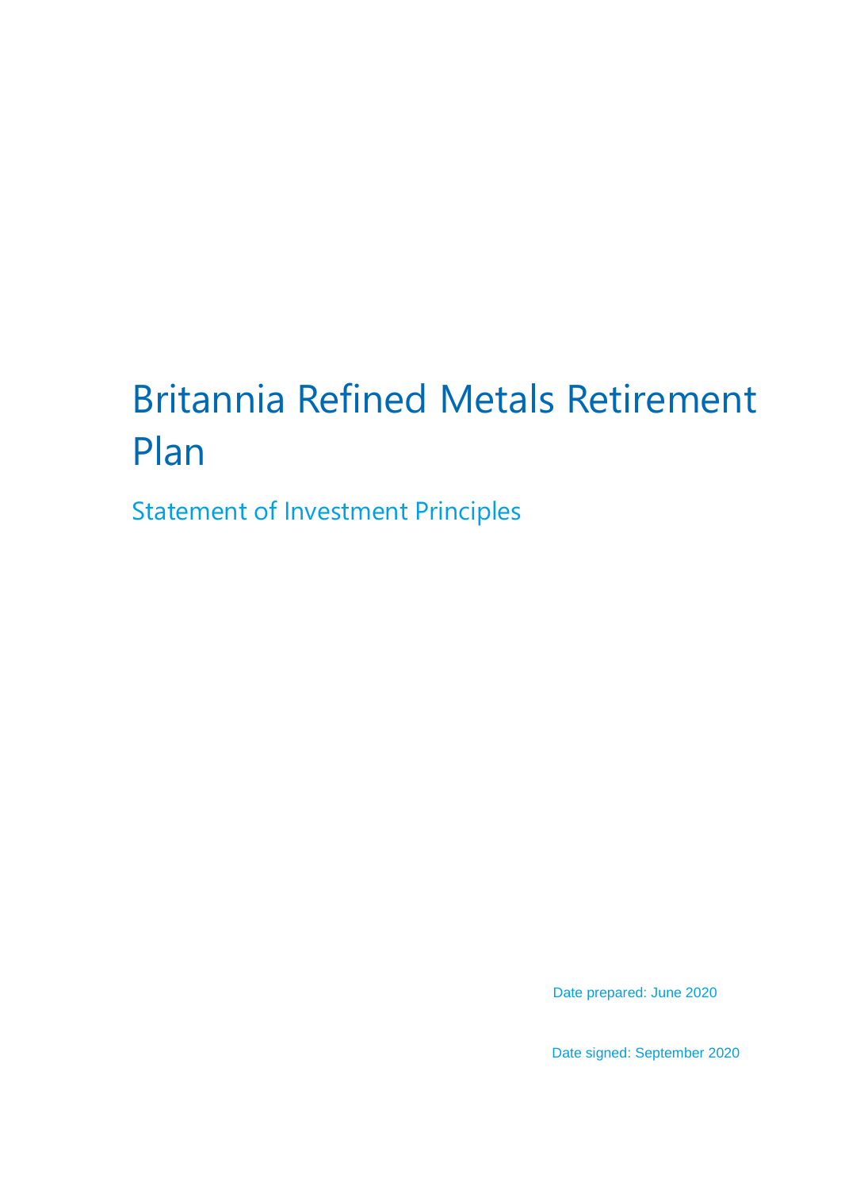# Britannia Refined Metals Retirement Plan

## Statement of Investment Principles

Date prepared: June 2020

Date signed: September 2020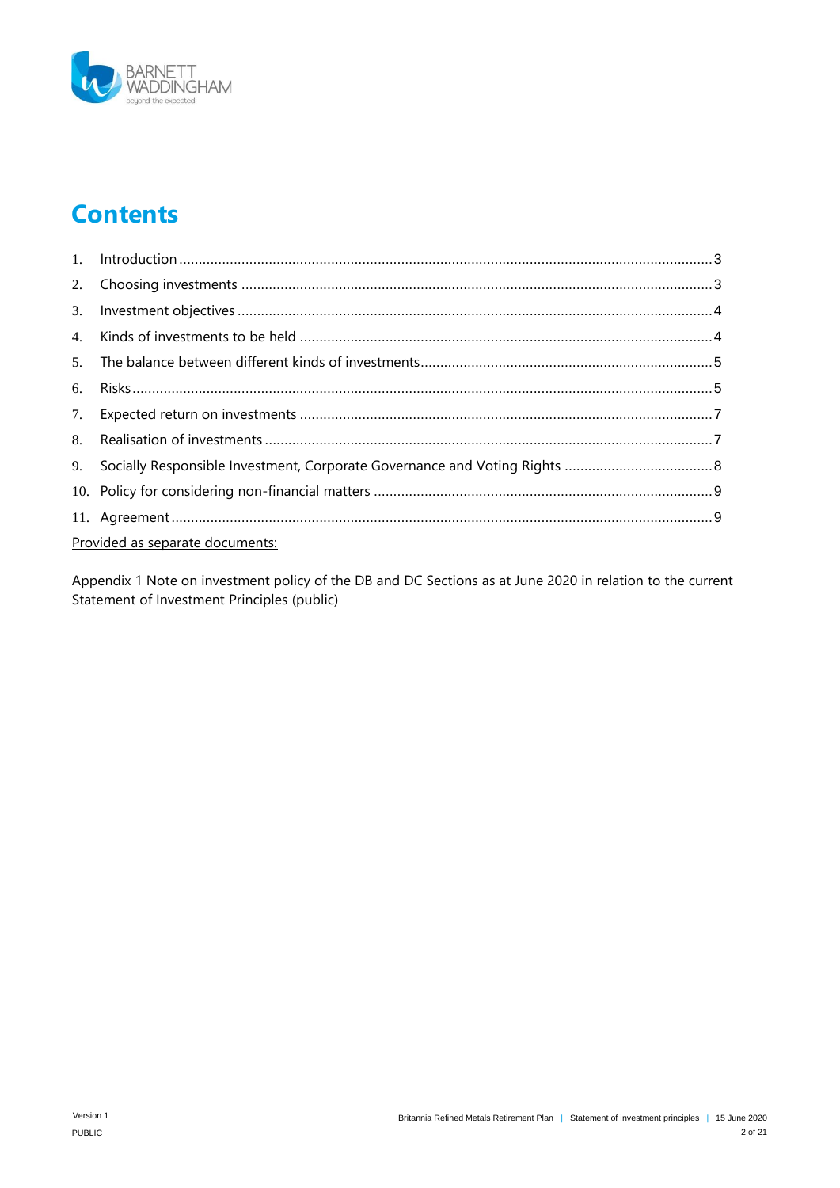# Contents

1. Introduction ........ 3
2. Choosing investments ........ 3
3. Investment objectives ........ 4
4. Kinds of investments to be held ........ 4
5. The balance between different kinds of investments ........ 5
6. Risks ........ 5
7. Expected return on investments ........ 7
8. Realisation of investments ........ 7
9. Socially Responsible Investment, Corporate Governance and Voting Rights ........ 8
10. Policy for considering non-financial matters ........ 9
11. Agreement ........ 9

Provided as separate documents:

Appendix 1 Note on investment policy of the DB and DC Sections as at June 2020 in relation to the current Statement of Investment Principles (public)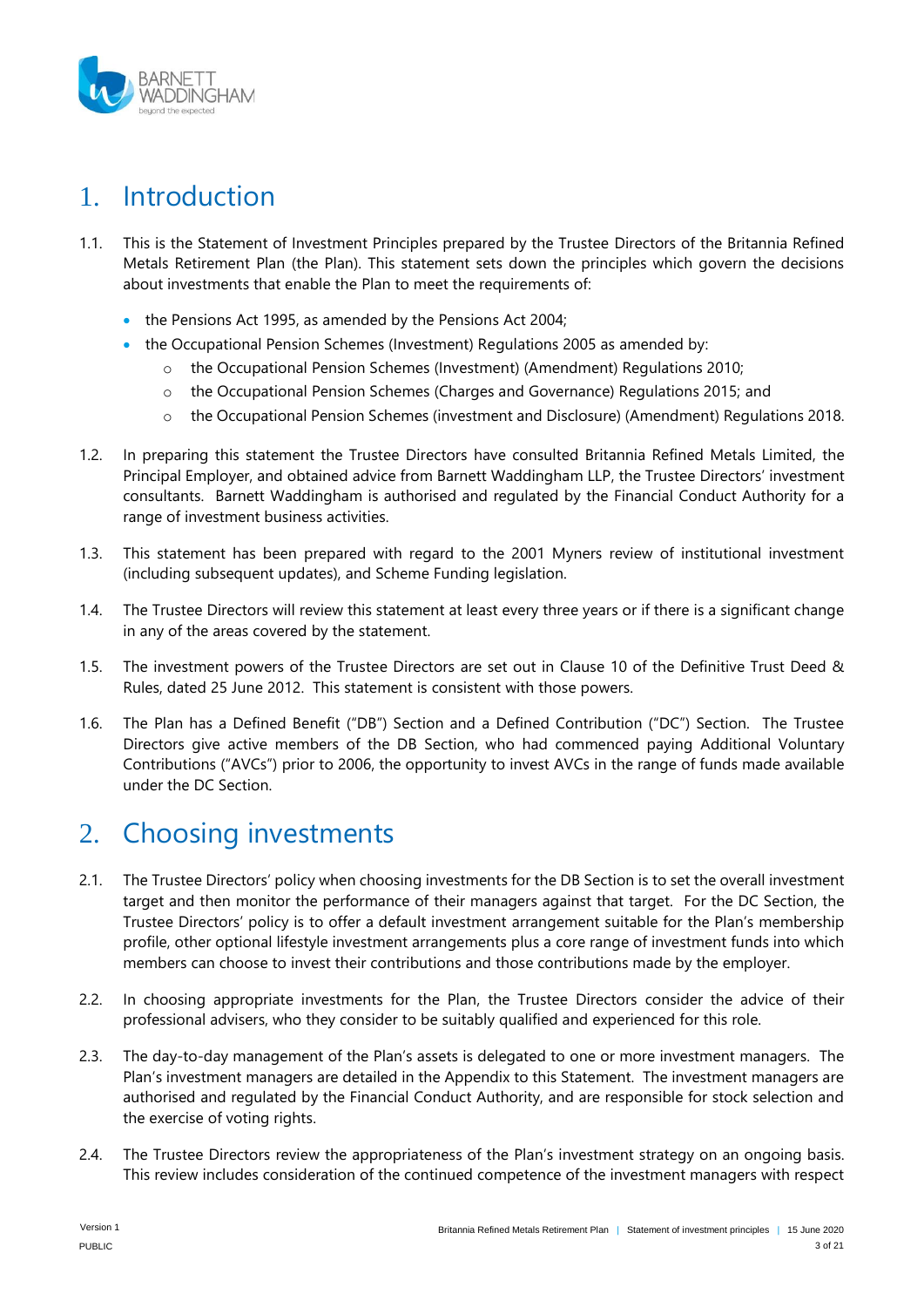# 1. Introduction

1.1. This is the Statement of Investment Principles prepared by the Trustee Directors of the Britannia Refined Metals Retirement Plan (the Plan). This statement sets down the principles which govern the decisions about investments that enable the Plan to meet the requirements of:

- the Pensions Act 1995, as amended by the Pensions Act 2004;
- the Occupational Pension Schemes (Investment) Regulations 2005 as amended by:
  - the Occupational Pension Schemes (Investment) (Amendment) Regulations 2010;
  - the Occupational Pension Schemes (Charges and Governance) Regulations 2015; and
  - the Occupational Pension Schemes (investment and Disclosure) (Amendment) Regulations 2018.

1.2. In preparing this statement the Trustee Directors have consulted Britannia Refined Metals Limited, the Principal Employer, and obtained advice from Barnett Waddingham LLP, the Trustee Directors' investment consultants. Barnett Waddingham is authorised and regulated by the Financial Conduct Authority for a range of investment business activities.

1.3. This statement has been prepared with regard to the 2001 Myners review of institutional investment (including subsequent updates), and Scheme Funding legislation.

1.4. The Trustee Directors will review this statement at least every three years or if there is a significant change in any of the areas covered by the statement.

1.5. The investment powers of the Trustee Directors are set out in Clause 10 of the Definitive Trust Deed & Rules, dated 25 June 2012. This statement is consistent with those powers.

1.6. The Plan has a Defined Benefit ("DB") Section and a Defined Contribution ("DC") Section. The Trustee Directors give active members of the DB Section, who had commenced paying Additional Voluntary Contributions ("AVCs") prior to 2006, the opportunity to invest AVCs in the range of funds made available under the DC Section.

# 2. Choosing investments

2.1. The Trustee Directors' policy when choosing investments for the DB Section is to set the overall investment target and then monitor the performance of their managers against that target. For the DC Section, the Trustee Directors' policy is to offer a default investment arrangement suitable for the Plan's membership profile, other optional lifestyle investment arrangements plus a core range of investment funds into which members can choose to invest their contributions and those contributions made by the employer.

2.2. In choosing appropriate investments for the Plan, the Trustee Directors consider the advice of their professional advisers, who they consider to be suitably qualified and experienced for this role.

2.3. The day-to-day management of the Plan's assets is delegated to one or more investment managers. The Plan's investment managers are detailed in the Appendix to this Statement. The investment managers are authorised and regulated by the Financial Conduct Authority, and are responsible for stock selection and the exercise of voting rights.

2.4. The Trustee Directors review the appropriateness of the Plan's investment strategy on an ongoing basis. This review includes consideration of the continued competence of the investment managers with respect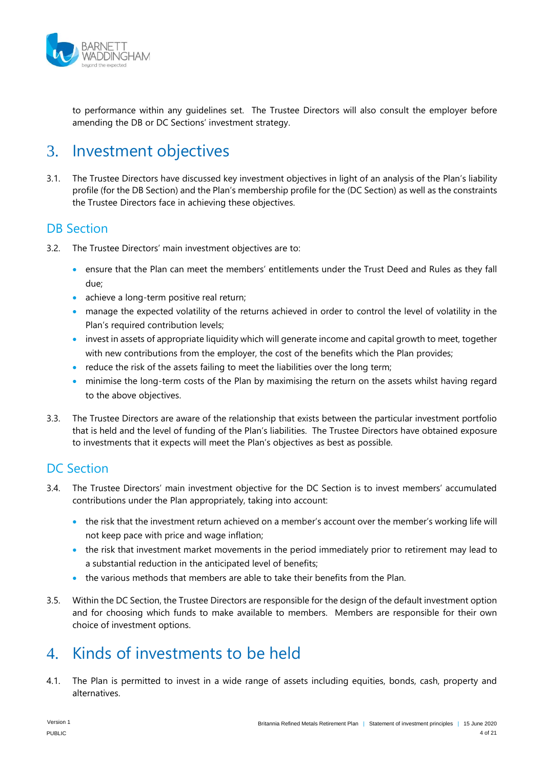to performance within any guidelines set. The Trustee Directors will also consult the employer before amending the DB or DC Sections' investment strategy.

# 3. Investment objectives

3.1. The Trustee Directors have discussed key investment objectives in light of an analysis of the Plan's liability profile (for the DB Section) and the Plan's membership profile for the (DC Section) as well as the constraints the Trustee Directors face in achieving these objectives.

## DB Section

3.2. The Trustee Directors' main investment objectives are to:

- ensure that the Plan can meet the members' entitlements under the Trust Deed and Rules as they fall due;
- achieve a long-term positive real return;
- manage the expected volatility of the returns achieved in order to control the level of volatility in the Plan's required contribution levels;
- invest in assets of appropriate liquidity which will generate income and capital growth to meet, together with new contributions from the employer, the cost of the benefits which the Plan provides;
- reduce the risk of the assets failing to meet the liabilities over the long term;
- minimise the long-term costs of the Plan by maximising the return on the assets whilst having regard to the above objectives.

3.3. The Trustee Directors are aware of the relationship that exists between the particular investment portfolio that is held and the level of funding of the Plan's liabilities. The Trustee Directors have obtained exposure to investments that it expects will meet the Plan's objectives as best as possible.

## DC Section

3.4. The Trustee Directors' main investment objective for the DC Section is to invest members' accumulated contributions under the Plan appropriately, taking into account:

- the risk that the investment return achieved on a member's account over the member's working life will not keep pace with price and wage inflation;
- the risk that investment market movements in the period immediately prior to retirement may lead to a substantial reduction in the anticipated level of benefits;
- the various methods that members are able to take their benefits from the Plan.

3.5. Within the DC Section, the Trustee Directors are responsible for the design of the default investment option and for choosing which funds to make available to members. Members are responsible for their own choice of investment options.

# 4. Kinds of investments to be held

4.1. The Plan is permitted to invest in a wide range of assets including equities, bonds, cash, property and alternatives.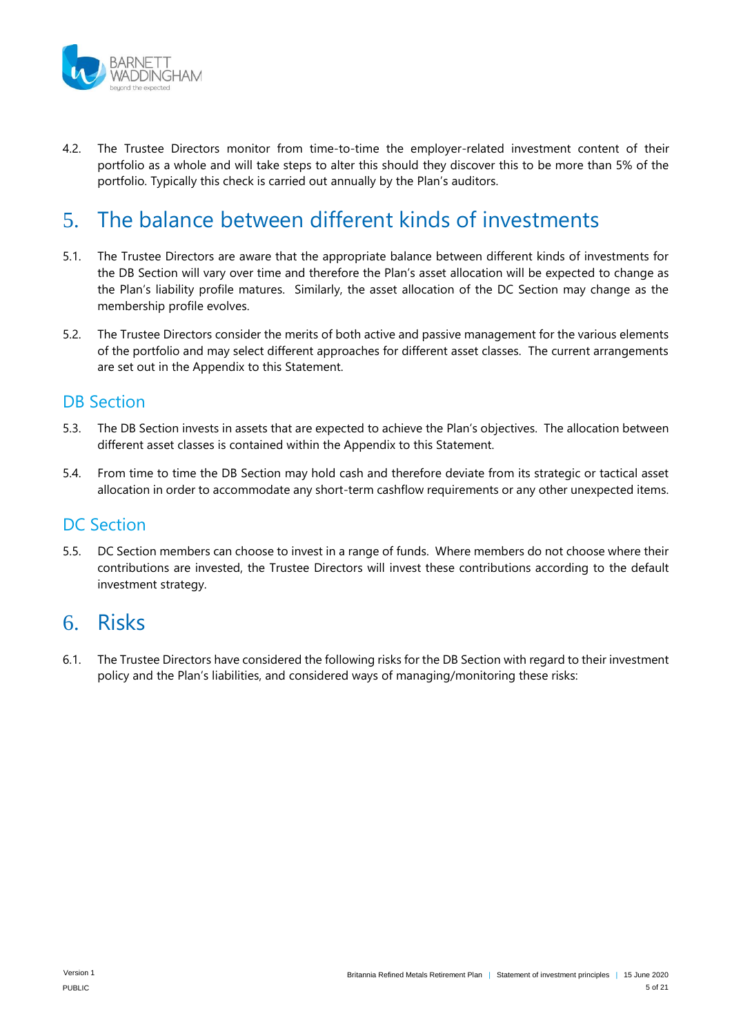4.2. The Trustee Directors monitor from time-to-time the employer-related investment content of their portfolio as a whole and will take steps to alter this should they discover this to be more than 5% of the portfolio. Typically this check is carried out annually by the Plan's auditors.

# 5. The balance between different kinds of investments

5.1. The Trustee Directors are aware that the appropriate balance between different kinds of investments for the DB Section will vary over time and therefore the Plan's asset allocation will be expected to change as the Plan's liability profile matures. Similarly, the asset allocation of the DC Section may change as the membership profile evolves.

5.2. The Trustee Directors consider the merits of both active and passive management for the various elements of the portfolio and may select different approaches for different asset classes. The current arrangements are set out in the Appendix to this Statement.

## DB Section

5.3. The DB Section invests in assets that are expected to achieve the Plan's objectives. The allocation between different asset classes is contained within the Appendix to this Statement.

5.4. From time to time the DB Section may hold cash and therefore deviate from its strategic or tactical asset allocation in order to accommodate any short-term cashflow requirements or any other unexpected items.

## DC Section

5.5. DC Section members can choose to invest in a range of funds. Where members do not choose where their contributions are invested, the Trustee Directors will invest these contributions according to the default investment strategy.

# 6. Risks

6.1. The Trustee Directors have considered the following risks for the DB Section with regard to their investment policy and the Plan's liabilities, and considered ways of managing/monitoring these risks: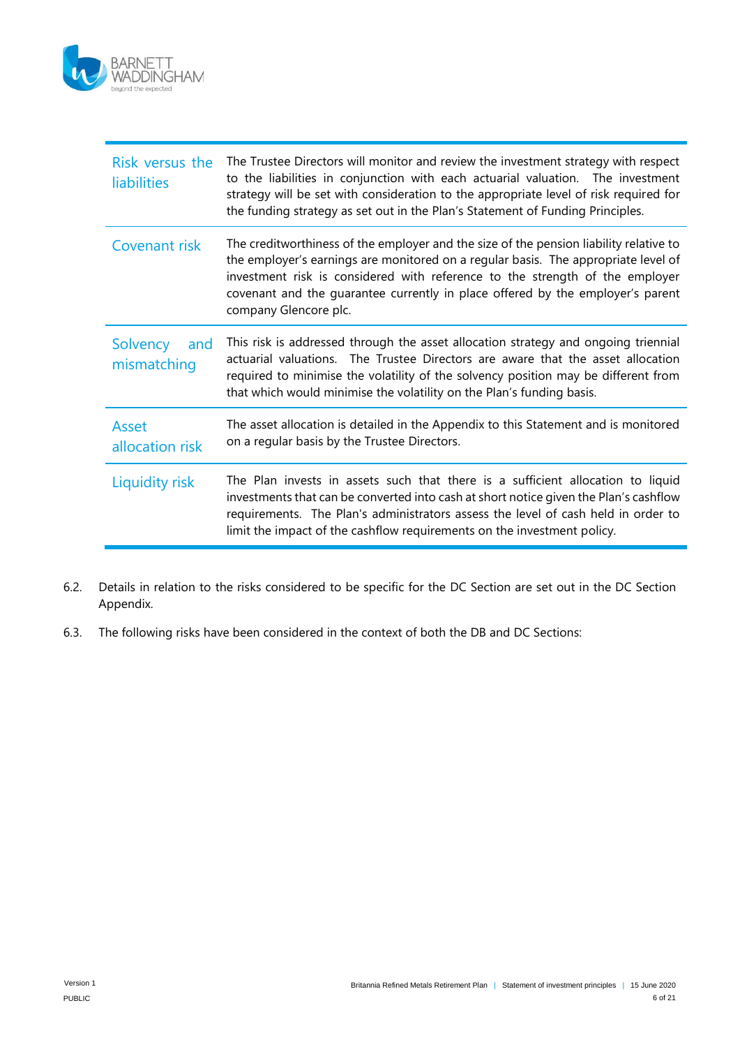| | |
|---|---|
| Risk versus the liabilities | The Trustee Directors will monitor and review the investment strategy with respect to the liabilities in conjunction with each actuarial valuation. The investment strategy will be set with consideration to the appropriate level of risk required for the funding strategy as set out in the Plan's Statement of Funding Principles. |
| Covenant risk | The creditworthiness of the employer and the size of the pension liability relative to the employer's earnings are monitored on a regular basis. The appropriate level of investment risk is considered with reference to the strength of the employer covenant and the guarantee currently in place offered by the employer's parent company Glencore plc. |
| Solvency and mismatching | This risk is addressed through the asset allocation strategy and ongoing triennial actuarial valuations. The Trustee Directors are aware that the asset allocation required to minimise the volatility of the solvency position may be different from that which would minimise the volatility on the Plan's funding basis. |
| Asset allocation risk | The asset allocation is detailed in the Appendix to this Statement and is monitored on a regular basis by the Trustee Directors. |
| Liquidity risk | The Plan invests in assets such that there is a sufficient allocation to liquid investments that can be converted into cash at short notice given the Plan's cashflow requirements. The Plan's administrators assess the level of cash held in order to limit the impact of the cashflow requirements on the investment policy. |

6.2. Details in relation to the risks considered to be specific for the DC Section are set out in the DC Section Appendix.

6.3. The following risks have been considered in the context of both the DB and DC Sections: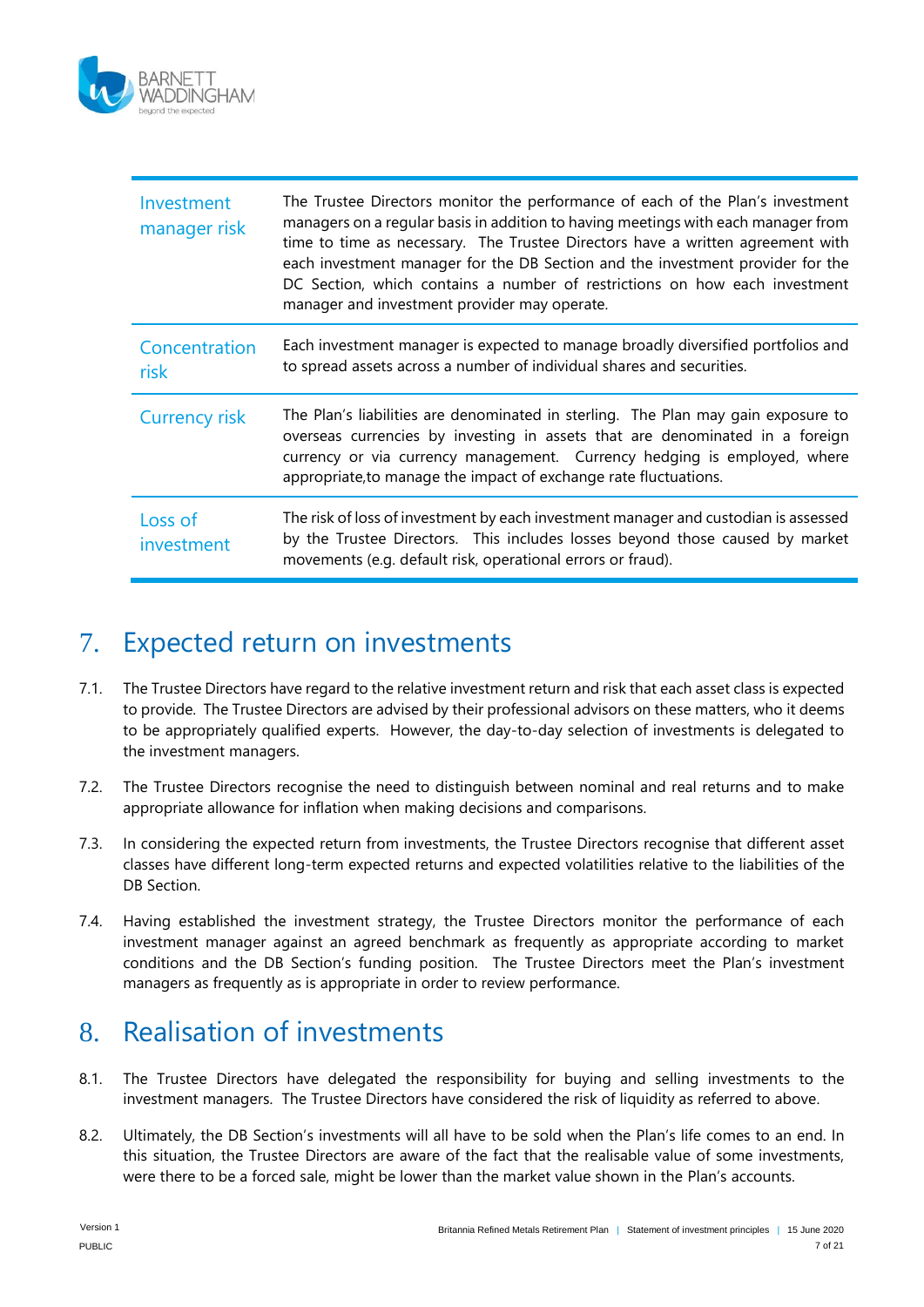| | |
|---|---|
| Investment manager risk | The Trustee Directors monitor the performance of each of the Plan's investment managers on a regular basis in addition to having meetings with each manager from time to time as necessary. The Trustee Directors have a written agreement with each investment manager for the DB Section and the investment provider for the DC Section, which contains a number of restrictions on how each investment manager and investment provider may operate. |
| Concentration risk | Each investment manager is expected to manage broadly diversified portfolios and to spread assets across a number of individual shares and securities. |
| Currency risk | The Plan's liabilities are denominated in sterling. The Plan may gain exposure to overseas currencies by investing in assets that are denominated in a foreign currency or via currency management. Currency hedging is employed, where appropriate,to manage the impact of exchange rate fluctuations. |
| Loss of investment | The risk of loss of investment by each investment manager and custodian is assessed by the Trustee Directors. This includes losses beyond those caused by market movements (e.g. default risk, operational errors or fraud). |

# 7. Expected return on investments

7.1. The Trustee Directors have regard to the relative investment return and risk that each asset class is expected to provide. The Trustee Directors are advised by their professional advisors on these matters, who it deems to be appropriately qualified experts. However, the day-to-day selection of investments is delegated to the investment managers.

7.2. The Trustee Directors recognise the need to distinguish between nominal and real returns and to make appropriate allowance for inflation when making decisions and comparisons.

7.3. In considering the expected return from investments, the Trustee Directors recognise that different asset classes have different long-term expected returns and expected volatilities relative to the liabilities of the DB Section.

7.4. Having established the investment strategy, the Trustee Directors monitor the performance of each investment manager against an agreed benchmark as frequently as appropriate according to market conditions and the DB Section's funding position. The Trustee Directors meet the Plan's investment managers as frequently as is appropriate in order to review performance.

# 8. Realisation of investments

8.1. The Trustee Directors have delegated the responsibility for buying and selling investments to the investment managers. The Trustee Directors have considered the risk of liquidity as referred to above.

8.2. Ultimately, the DB Section's investments will all have to be sold when the Plan's life comes to an end. In this situation, the Trustee Directors are aware of the fact that the realisable value of some investments, were there to be a forced sale, might be lower than the market value shown in the Plan's accounts.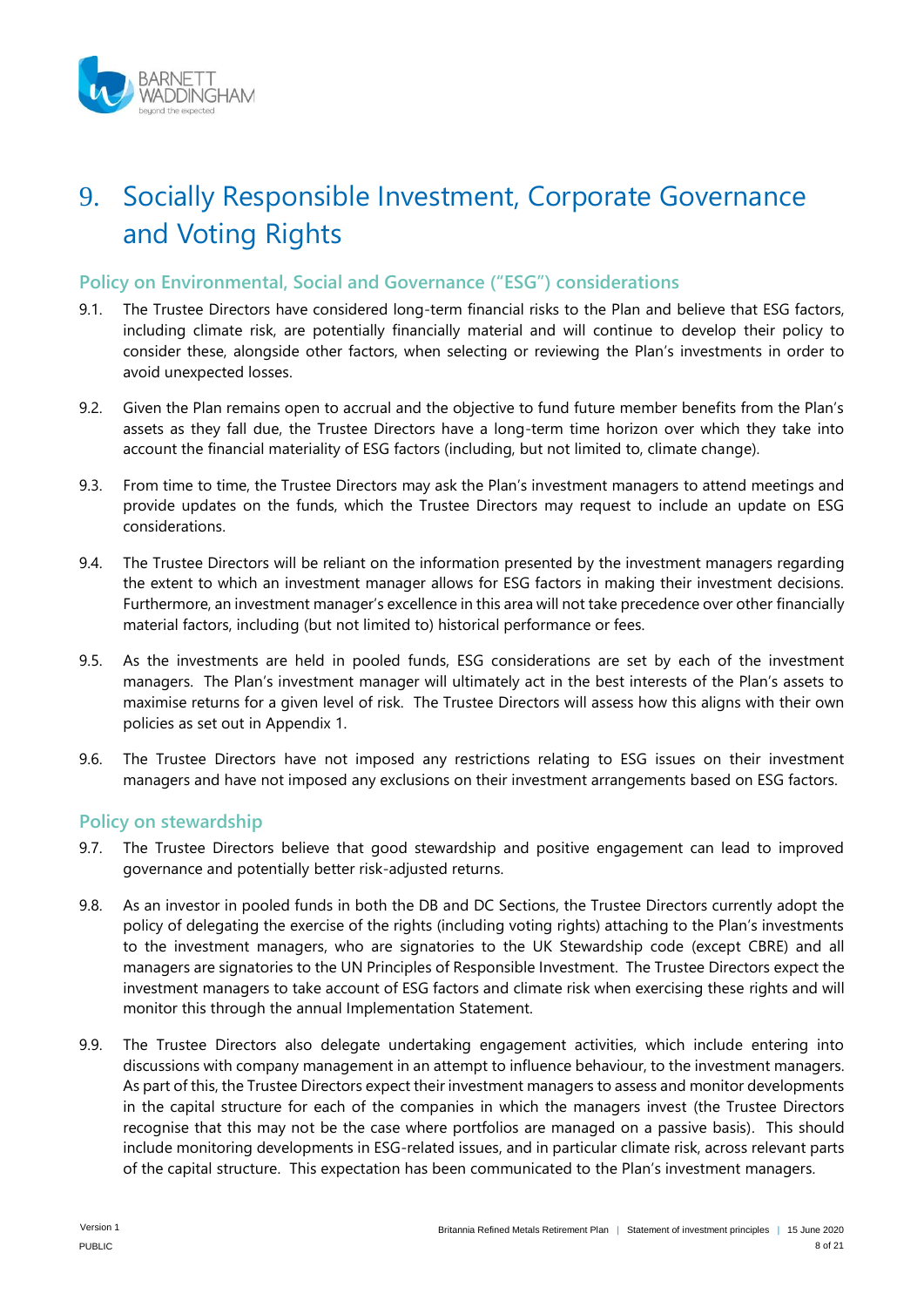# 9. Socially Responsible Investment, Corporate Governance and Voting Rights

## Policy on Environmental, Social and Governance ("ESG") considerations

9.1. The Trustee Directors have considered long-term financial risks to the Plan and believe that ESG factors, including climate risk, are potentially financially material and will continue to develop their policy to consider these, alongside other factors, when selecting or reviewing the Plan's investments in order to avoid unexpected losses.

9.2. Given the Plan remains open to accrual and the objective to fund future member benefits from the Plan's assets as they fall due, the Trustee Directors have a long-term time horizon over which they take into account the financial materiality of ESG factors (including, but not limited to, climate change).

9.3. From time to time, the Trustee Directors may ask the Plan's investment managers to attend meetings and provide updates on the funds, which the Trustee Directors may request to include an update on ESG considerations.

9.4. The Trustee Directors will be reliant on the information presented by the investment managers regarding the extent to which an investment manager allows for ESG factors in making their investment decisions. Furthermore, an investment manager's excellence in this area will not take precedence over other financially material factors, including (but not limited to) historical performance or fees.

9.5. As the investments are held in pooled funds, ESG considerations are set by each of the investment managers. The Plan's investment manager will ultimately act in the best interests of the Plan's assets to maximise returns for a given level of risk. The Trustee Directors will assess how this aligns with their own policies as set out in Appendix 1.

9.6. The Trustee Directors have not imposed any restrictions relating to ESG issues on their investment managers and have not imposed any exclusions on their investment arrangements based on ESG factors.

## Policy on stewardship

9.7. The Trustee Directors believe that good stewardship and positive engagement can lead to improved governance and potentially better risk-adjusted returns.

9.8. As an investor in pooled funds in both the DB and DC Sections, the Trustee Directors currently adopt the policy of delegating the exercise of the rights (including voting rights) attaching to the Plan's investments to the investment managers, who are signatories to the UK Stewardship code (except CBRE) and all managers are signatories to the UN Principles of Responsible Investment. The Trustee Directors expect the investment managers to take account of ESG factors and climate risk when exercising these rights and will monitor this through the annual Implementation Statement.

9.9. The Trustee Directors also delegate undertaking engagement activities, which include entering into discussions with company management in an attempt to influence behaviour, to the investment managers. As part of this, the Trustee Directors expect their investment managers to assess and monitor developments in the capital structure for each of the companies in which the managers invest (the Trustee Directors recognise that this may not be the case where portfolios are managed on a passive basis). This should include monitoring developments in ESG-related issues, and in particular climate risk, across relevant parts of the capital structure. This expectation has been communicated to the Plan's investment managers.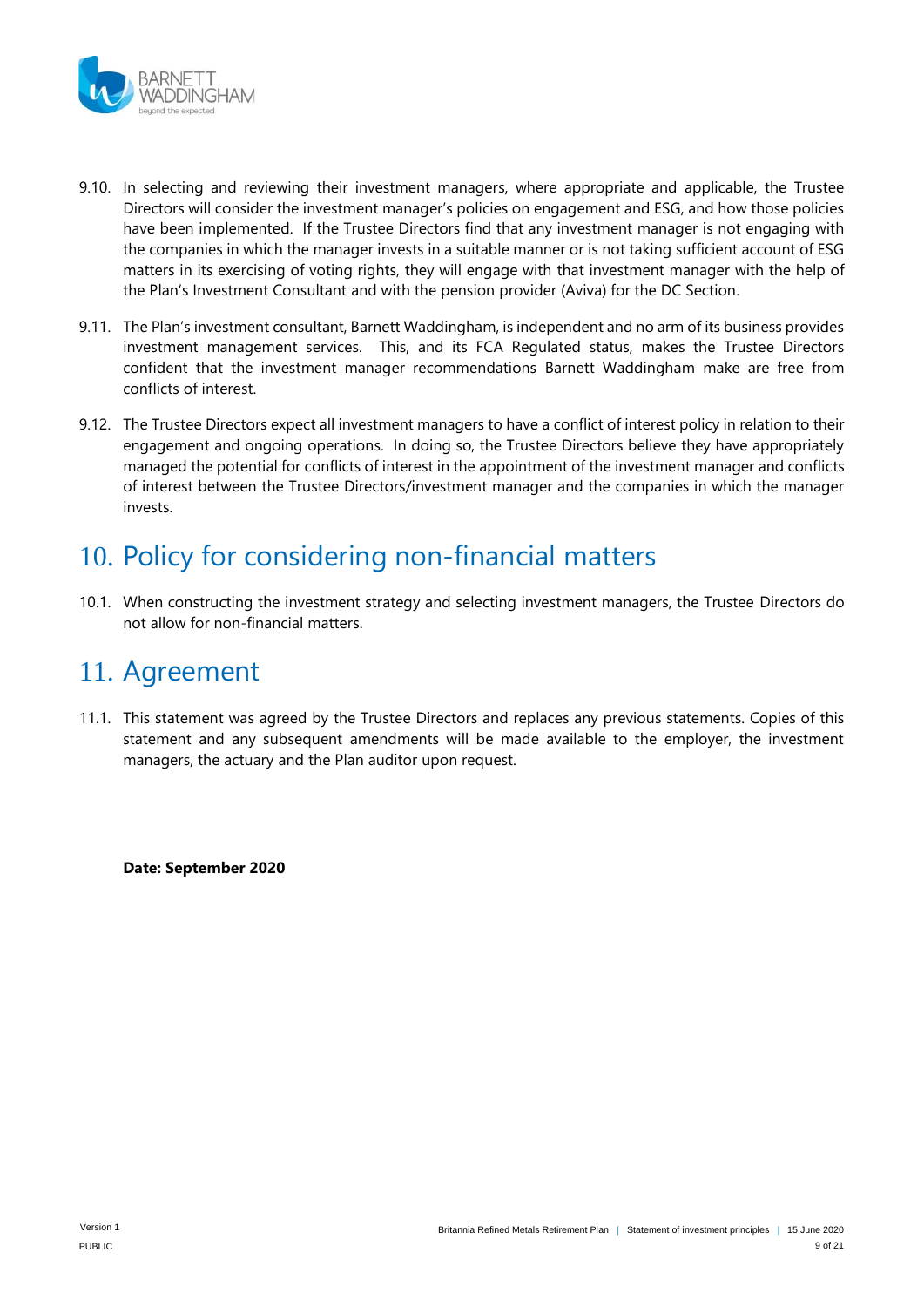9.10. In selecting and reviewing their investment managers, where appropriate and applicable, the Trustee Directors will consider the investment manager's policies on engagement and ESG, and how those policies have been implemented. If the Trustee Directors find that any investment manager is not engaging with the companies in which the manager invests in a suitable manner or is not taking sufficient account of ESG matters in its exercising of voting rights, they will engage with that investment manager with the help of the Plan's Investment Consultant and with the pension provider (Aviva) for the DC Section.

9.11. The Plan's investment consultant, Barnett Waddingham, is independent and no arm of its business provides investment management services. This, and its FCA Regulated status, makes the Trustee Directors confident that the investment manager recommendations Barnett Waddingham make are free from conflicts of interest.

9.12. The Trustee Directors expect all investment managers to have a conflict of interest policy in relation to their engagement and ongoing operations. In doing so, the Trustee Directors believe they have appropriately managed the potential for conflicts of interest in the appointment of the investment manager and conflicts of interest between the Trustee Directors/investment manager and the companies in which the manager invests.

# 10. Policy for considering non-financial matters

10.1. When constructing the investment strategy and selecting investment managers, the Trustee Directors do not allow for non-financial matters.

# 11. Agreement

11.1. This statement was agreed by the Trustee Directors and replaces any previous statements. Copies of this statement and any subsequent amendments will be made available to the employer, the investment managers, the actuary and the Plan auditor upon request.

**Date: September 2020**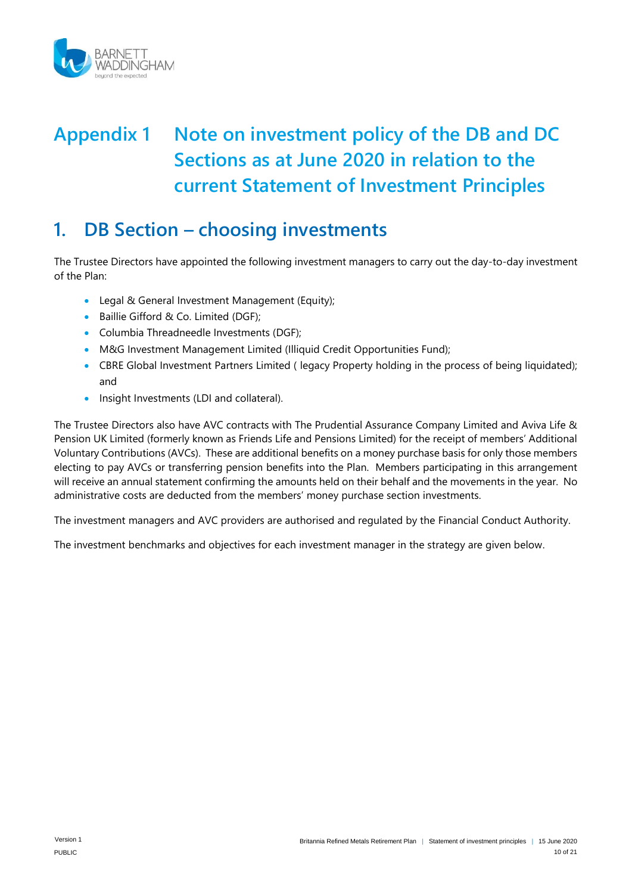# Appendix 1 Note on investment policy of the DB and DC Sections as at June 2020 in relation to the current Statement of Investment Principles

## 1. DB Section – choosing investments

The Trustee Directors have appointed the following investment managers to carry out the day-to-day investment of the Plan:

- Legal & General Investment Management (Equity);
- Baillie Gifford & Co. Limited (DGF);
- Columbia Threadneedle Investments (DGF);
- M&G Investment Management Limited (Illiquid Credit Opportunities Fund);
- CBRE Global Investment Partners Limited ( legacy Property holding in the process of being liquidated); and
- Insight Investments (LDI and collateral).

The Trustee Directors also have AVC contracts with The Prudential Assurance Company Limited and Aviva Life & Pension UK Limited (formerly known as Friends Life and Pensions Limited) for the receipt of members' Additional Voluntary Contributions (AVCs). These are additional benefits on a money purchase basis for only those members electing to pay AVCs or transferring pension benefits into the Plan. Members participating in this arrangement will receive an annual statement confirming the amounts held on their behalf and the movements in the year. No administrative costs are deducted from the members' money purchase section investments.

The investment managers and AVC providers are authorised and regulated by the Financial Conduct Authority.

The investment benchmarks and objectives for each investment manager in the strategy are given below.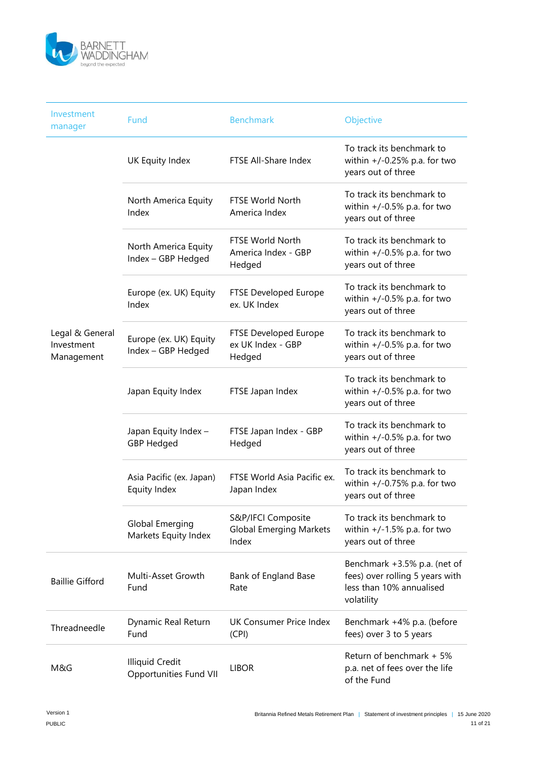| Investment manager | Fund | Benchmark | Objective |
|---|---|---|---|
| Legal & General Investment Management | UK Equity Index | FTSE All-Share Index | To track its benchmark to within +/-0.25% p.a. for two years out of three |
| | North America Equity Index | FTSE World North America Index | To track its benchmark to within +/-0.5% p.a. for two years out of three |
| | North America Equity Index – GBP Hedged | FTSE World North America Index - GBP Hedged | To track its benchmark to within +/-0.5% p.a. for two years out of three |
| | Europe (ex. UK) Equity Index | FTSE Developed Europe ex. UK Index | To track its benchmark to within +/-0.5% p.a. for two years out of three |
| | Europe (ex. UK) Equity Index – GBP Hedged | FTSE Developed Europe ex UK Index - GBP Hedged | To track its benchmark to within +/-0.5% p.a. for two years out of three |
| | Japan Equity Index | FTSE Japan Index | To track its benchmark to within +/-0.5% p.a. for two years out of three |
| | Japan Equity Index – GBP Hedged | FTSE Japan Index - GBP Hedged | To track its benchmark to within +/-0.5% p.a. for two years out of three |
| | Asia Pacific (ex. Japan) Equity Index | FTSE World Asia Pacific ex. Japan Index | To track its benchmark to within +/-0.75% p.a. for two years out of three |
| | Global Emerging Markets Equity Index | S&P/IFCI Composite Global Emerging Markets Index | To track its benchmark to within +/-1.5% p.a. for two years out of three |
| Baillie Gifford | Multi-Asset Growth Fund | Bank of England Base Rate | Benchmark +3.5% p.a. (net of fees) over rolling 5 years with less than 10% annualised volatility |
| Threadneedle | Dynamic Real Return Fund | UK Consumer Price Index (CPI) | Benchmark +4% p.a. (before fees) over 3 to 5 years |
| M&G | Illiquid Credit Opportunities Fund VII | LIBOR | Return of benchmark + 5% p.a. net of fees over the life of the Fund |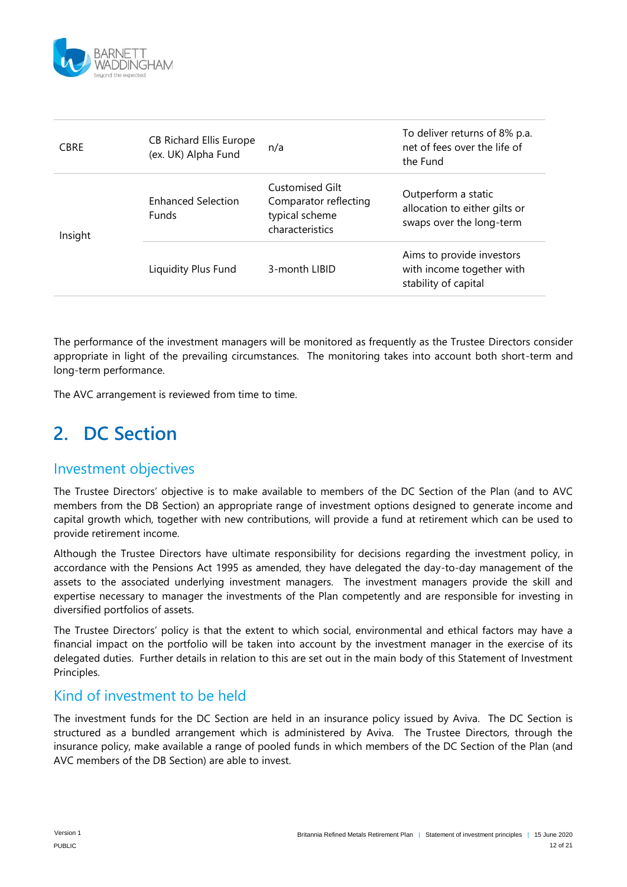| | | | |
|---|---|---|---|
| CBRE | CB Richard Ellis Europe (ex. UK) Alpha Fund | n/a | To deliver returns of 8% p.a. net of fees over the life of the Fund |
| Insight | Enhanced Selection Funds | Customised Gilt Comparator reflecting typical scheme characteristics | Outperform a static allocation to either gilts or swaps over the long-term |
| | Liquidity Plus Fund | 3-month LIBID | Aims to provide investors with income together with stability of capital |

The performance of the investment managers will be monitored as frequently as the Trustee Directors consider appropriate in light of the prevailing circumstances. The monitoring takes into account both short-term and long-term performance.

The AVC arrangement is reviewed from time to time.

# 2. DC Section

## Investment objectives

The Trustee Directors' objective is to make available to members of the DC Section of the Plan (and to AVC members from the DB Section) an appropriate range of investment options designed to generate income and capital growth which, together with new contributions, will provide a fund at retirement which can be used to provide retirement income.

Although the Trustee Directors have ultimate responsibility for decisions regarding the investment policy, in accordance with the Pensions Act 1995 as amended, they have delegated the day-to-day management of the assets to the associated underlying investment managers. The investment managers provide the skill and expertise necessary to manager the investments of the Plan competently and are responsible for investing in diversified portfolios of assets.

The Trustee Directors' policy is that the extent to which social, environmental and ethical factors may have a financial impact on the portfolio will be taken into account by the investment manager in the exercise of its delegated duties. Further details in relation to this are set out in the main body of this Statement of Investment Principles.

## Kind of investment to be held

The investment funds for the DC Section are held in an insurance policy issued by Aviva. The DC Section is structured as a bundled arrangement which is administered by Aviva. The Trustee Directors, through the insurance policy, make available a range of pooled funds in which members of the DC Section of the Plan (and AVC members of the DB Section) are able to invest.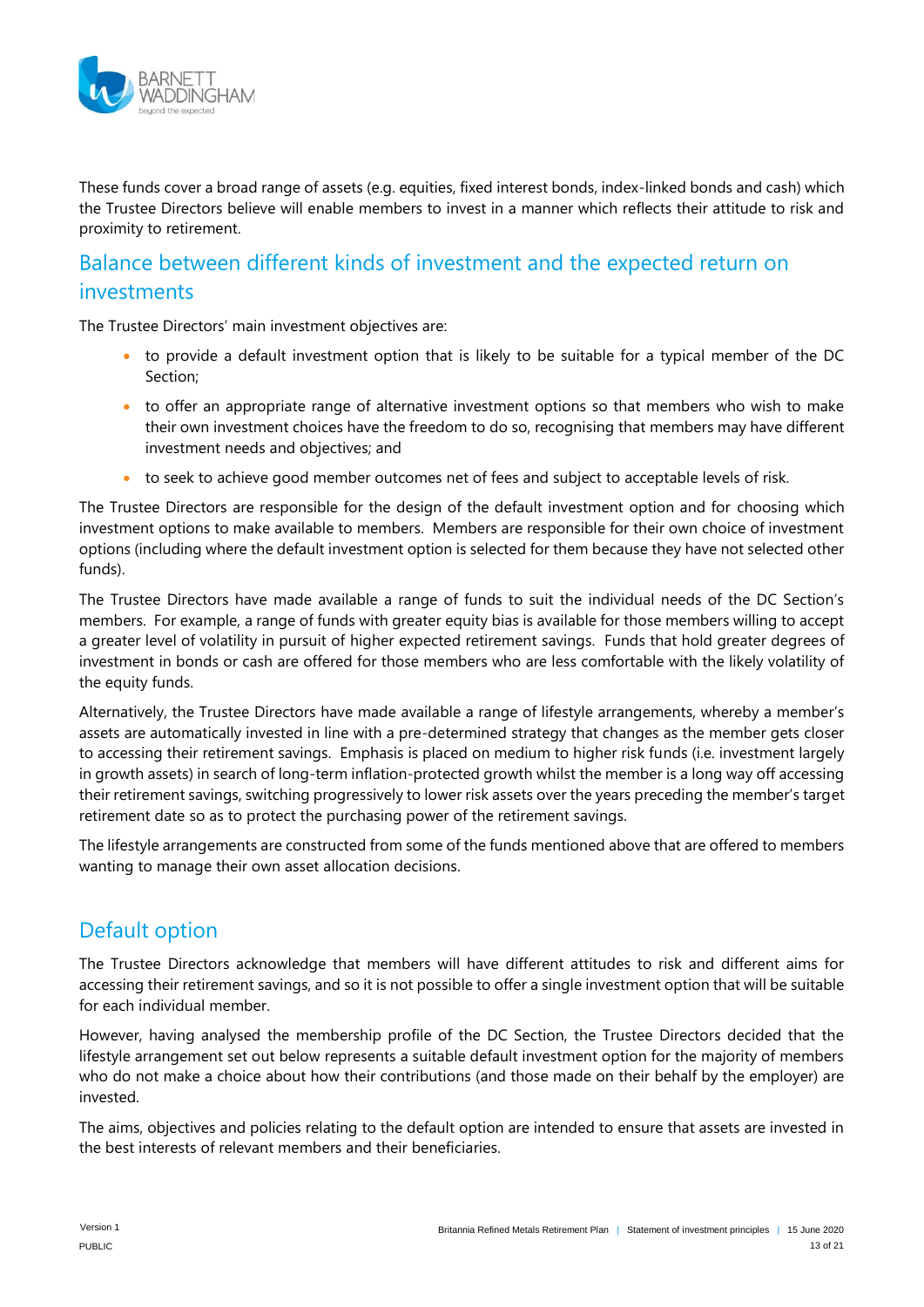These funds cover a broad range of assets (e.g. equities, fixed interest bonds, index-linked bonds and cash) which the Trustee Directors believe will enable members to invest in a manner which reflects their attitude to risk and proximity to retirement.

## Balance between different kinds of investment and the expected return on investments

The Trustee Directors' main investment objectives are:

- to provide a default investment option that is likely to be suitable for a typical member of the DC Section;
- to offer an appropriate range of alternative investment options so that members who wish to make their own investment choices have the freedom to do so, recognising that members may have different investment needs and objectives; and
- to seek to achieve good member outcomes net of fees and subject to acceptable levels of risk.

The Trustee Directors are responsible for the design of the default investment option and for choosing which investment options to make available to members. Members are responsible for their own choice of investment options (including where the default investment option is selected for them because they have not selected other funds).

The Trustee Directors have made available a range of funds to suit the individual needs of the DC Section's members. For example, a range of funds with greater equity bias is available for those members willing to accept a greater level of volatility in pursuit of higher expected retirement savings. Funds that hold greater degrees of investment in bonds or cash are offered for those members who are less comfortable with the likely volatility of the equity funds.

Alternatively, the Trustee Directors have made available a range of lifestyle arrangements, whereby a member's assets are automatically invested in line with a pre-determined strategy that changes as the member gets closer to accessing their retirement savings. Emphasis is placed on medium to higher risk funds (i.e. investment largely in growth assets) in search of long-term inflation-protected growth whilst the member is a long way off accessing their retirement savings, switching progressively to lower risk assets over the years preceding the member's target retirement date so as to protect the purchasing power of the retirement savings.

The lifestyle arrangements are constructed from some of the funds mentioned above that are offered to members wanting to manage their own asset allocation decisions.

## Default option

The Trustee Directors acknowledge that members will have different attitudes to risk and different aims for accessing their retirement savings, and so it is not possible to offer a single investment option that will be suitable for each individual member.

However, having analysed the membership profile of the DC Section, the Trustee Directors decided that the lifestyle arrangement set out below represents a suitable default investment option for the majority of members who do not make a choice about how their contributions (and those made on their behalf by the employer) are invested.

The aims, objectives and policies relating to the default option are intended to ensure that assets are invested in the best interests of relevant members and their beneficiaries.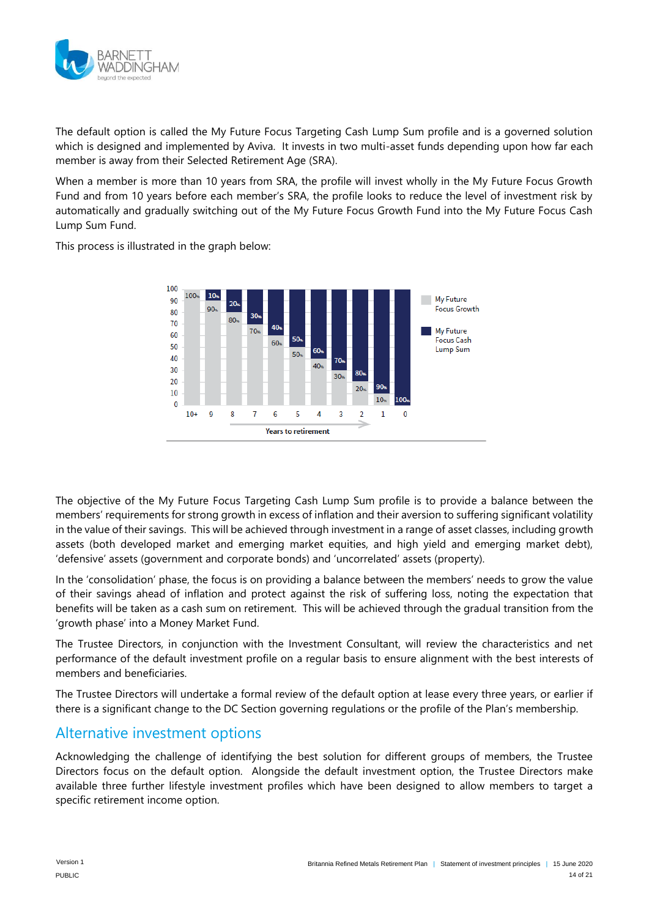The default option is called the My Future Focus Targeting Cash Lump Sum profile and is a governed solution which is designed and implemented by Aviva. It invests in two multi-asset funds depending upon how far each member is away from their Selected Retirement Age (SRA).

When a member is more than 10 years from SRA, the profile will invest wholly in the My Future Focus Growth Fund and from 10 years before each member's SRA, the profile looks to reduce the level of investment risk by automatically and gradually switching out of the My Future Focus Growth Fund into the My Future Focus Cash Lump Sum Fund.

This process is illustrated in the graph below:

| Years to retirement | 10+ | 9 | 8 | 7 | 6 | 5 | 4 | 3 | 2 | 1 | 0 |
|---|---|---|---|---|---|---|---|---|---|---|---|
| My Future Focus Growth | 100% | 90% | 80% | 70% | 60% | 50% | 40% | 30% | 20% | 10% | |
| My Future Focus Cash Lump Sum | | 10% | 20% | 30% | 40% | 50% | 60% | 70% | 80% | 90% | 100% |

The objective of the My Future Focus Targeting Cash Lump Sum profile is to provide a balance between the members' requirements for strong growth in excess of inflation and their aversion to suffering significant volatility in the value of their savings. This will be achieved through investment in a range of asset classes, including growth assets (both developed market and emerging market equities, and high yield and emerging market debt), 'defensive' assets (government and corporate bonds) and 'uncorrelated' assets (property).

In the 'consolidation' phase, the focus is on providing a balance between the members' needs to grow the value of their savings ahead of inflation and protect against the risk of suffering loss, noting the expectation that benefits will be taken as a cash sum on retirement. This will be achieved through the gradual transition from the 'growth phase' into a Money Market Fund.

The Trustee Directors, in conjunction with the Investment Consultant, will review the characteristics and net performance of the default investment profile on a regular basis to ensure alignment with the best interests of members and beneficiaries.

The Trustee Directors will undertake a formal review of the default option at lease every three years, or earlier if there is a significant change to the DC Section governing regulations or the profile of the Plan's membership.

## Alternative investment options

Acknowledging the challenge of identifying the best solution for different groups of members, the Trustee Directors focus on the default option. Alongside the default investment option, the Trustee Directors make available three further lifestyle investment profiles which have been designed to allow members to target a specific retirement income option.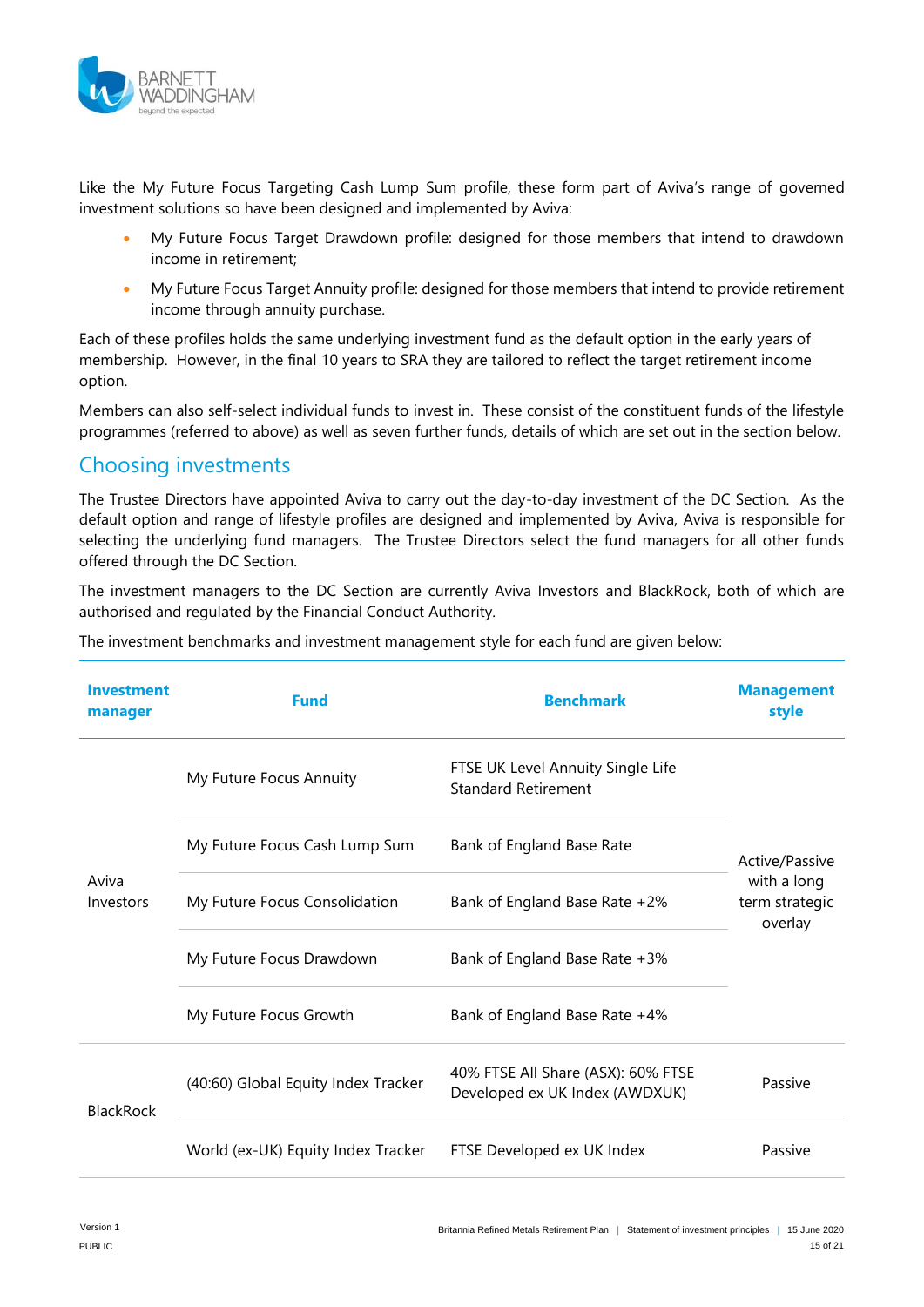Like the My Future Focus Targeting Cash Lump Sum profile, these form part of Aviva's range of governed investment solutions so have been designed and implemented by Aviva:

- My Future Focus Target Drawdown profile: designed for those members that intend to drawdown income in retirement;
- My Future Focus Target Annuity profile: designed for those members that intend to provide retirement income through annuity purchase.

Each of these profiles holds the same underlying investment fund as the default option in the early years of membership. However, in the final 10 years to SRA they are tailored to reflect the target retirement income option.

Members can also self-select individual funds to invest in. These consist of the constituent funds of the lifestyle programmes (referred to above) as well as seven further funds, details of which are set out in the section below.

## Choosing investments

The Trustee Directors have appointed Aviva to carry out the day-to-day investment of the DC Section. As the default option and range of lifestyle profiles are designed and implemented by Aviva, Aviva is responsible for selecting the underlying fund managers. The Trustee Directors select the fund managers for all other funds offered through the DC Section.

The investment managers to the DC Section are currently Aviva Investors and BlackRock, both of which are authorised and regulated by the Financial Conduct Authority.

The investment benchmarks and investment management style for each fund are given below:

| Investment manager | Fund | Benchmark | Management style |
|---|---|---|---|
| Aviva Investors | My Future Focus Annuity | FTSE UK Level Annuity Single Life Standard Retirement | Active/Passive with a long term strategic overlay |
| | My Future Focus Cash Lump Sum | Bank of England Base Rate | |
| | My Future Focus Consolidation | Bank of England Base Rate +2% | |
| | My Future Focus Drawdown | Bank of England Base Rate +3% | |
| | My Future Focus Growth | Bank of England Base Rate +4% | |
| BlackRock | (40:60) Global Equity Index Tracker | 40% FTSE All Share (ASX): 60% FTSE Developed ex UK Index (AWDXUK) | Passive |
| | World (ex-UK) Equity Index Tracker | FTSE Developed ex UK Index | Passive |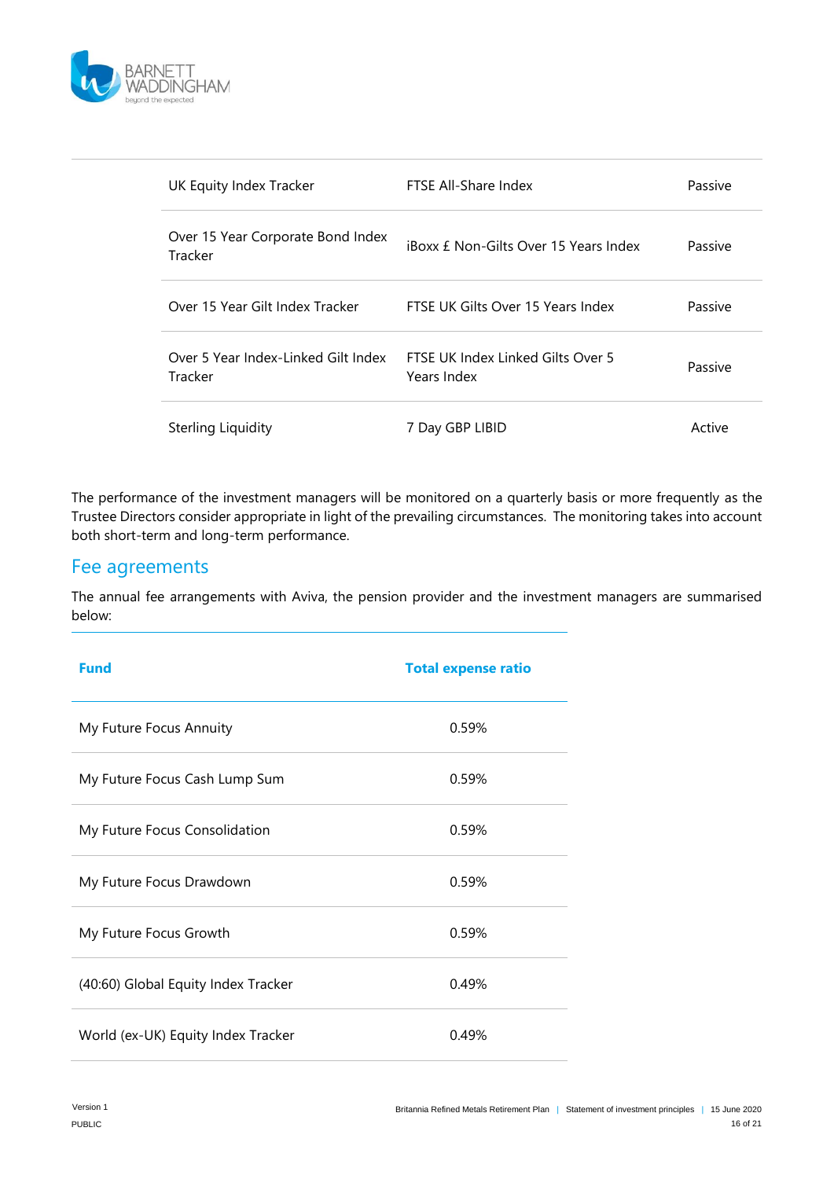| | | |
|---|---|---|
| UK Equity Index Tracker | FTSE All-Share Index | Passive |
| Over 15 Year Corporate Bond Index Tracker | iBoxx £ Non-Gilts Over 15 Years Index | Passive |
| Over 15 Year Gilt Index Tracker | FTSE UK Gilts Over 15 Years Index | Passive |
| Over 5 Year Index-Linked Gilt Index Tracker | FTSE UK Index Linked Gilts Over 5 Years Index | Passive |
| Sterling Liquidity | 7 Day GBP LIBID | Active |

The performance of the investment managers will be monitored on a quarterly basis or more frequently as the Trustee Directors consider appropriate in light of the prevailing circumstances. The monitoring takes into account both short-term and long-term performance.

## Fee agreements

The annual fee arrangements with Aviva, the pension provider and the investment managers are summarised below:

| Fund | Total expense ratio |
|---|---|
| My Future Focus Annuity | 0.59% |
| My Future Focus Cash Lump Sum | 0.59% |
| My Future Focus Consolidation | 0.59% |
| My Future Focus Drawdown | 0.59% |
| My Future Focus Growth | 0.59% |
| (40:60) Global Equity Index Tracker | 0.49% |
| World (ex-UK) Equity Index Tracker | 0.49% |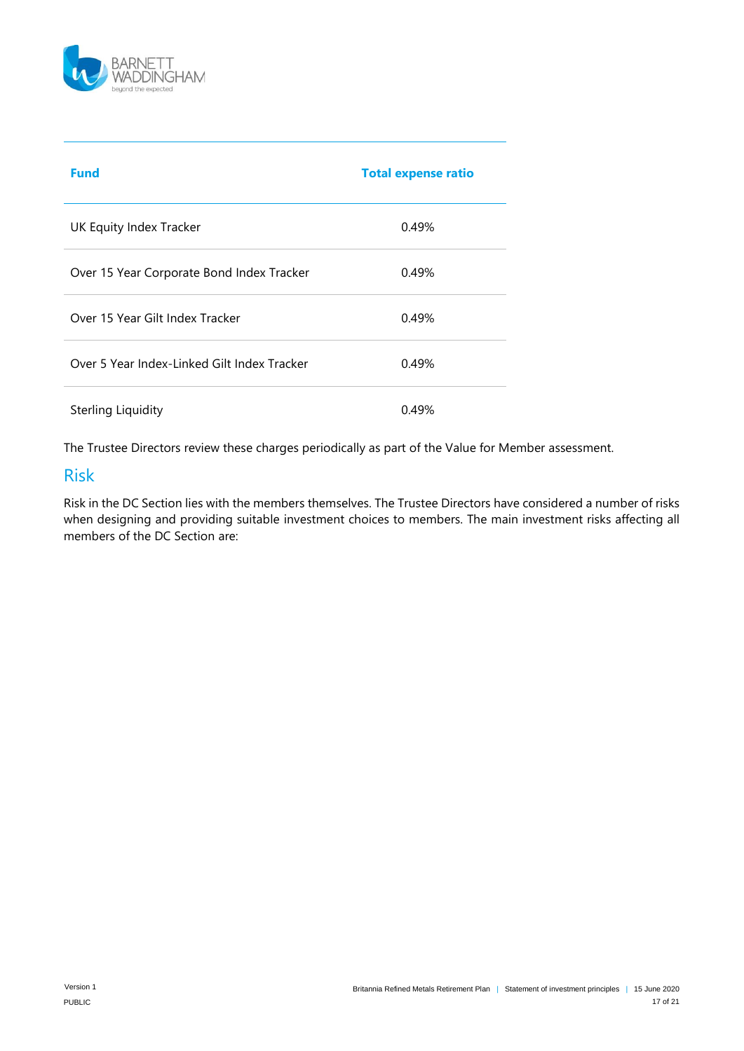| Fund | Total expense ratio |
|---|---|
| UK Equity Index Tracker | 0.49% |
| Over 15 Year Corporate Bond Index Tracker | 0.49% |
| Over 15 Year Gilt Index Tracker | 0.49% |
| Over 5 Year Index-Linked Gilt Index Tracker | 0.49% |
| Sterling Liquidity | 0.49% |

The Trustee Directors review these charges periodically as part of the Value for Member assessment.

## Risk

Risk in the DC Section lies with the members themselves. The Trustee Directors have considered a number of risks when designing and providing suitable investment choices to members. The main investment risks affecting all members of the DC Section are: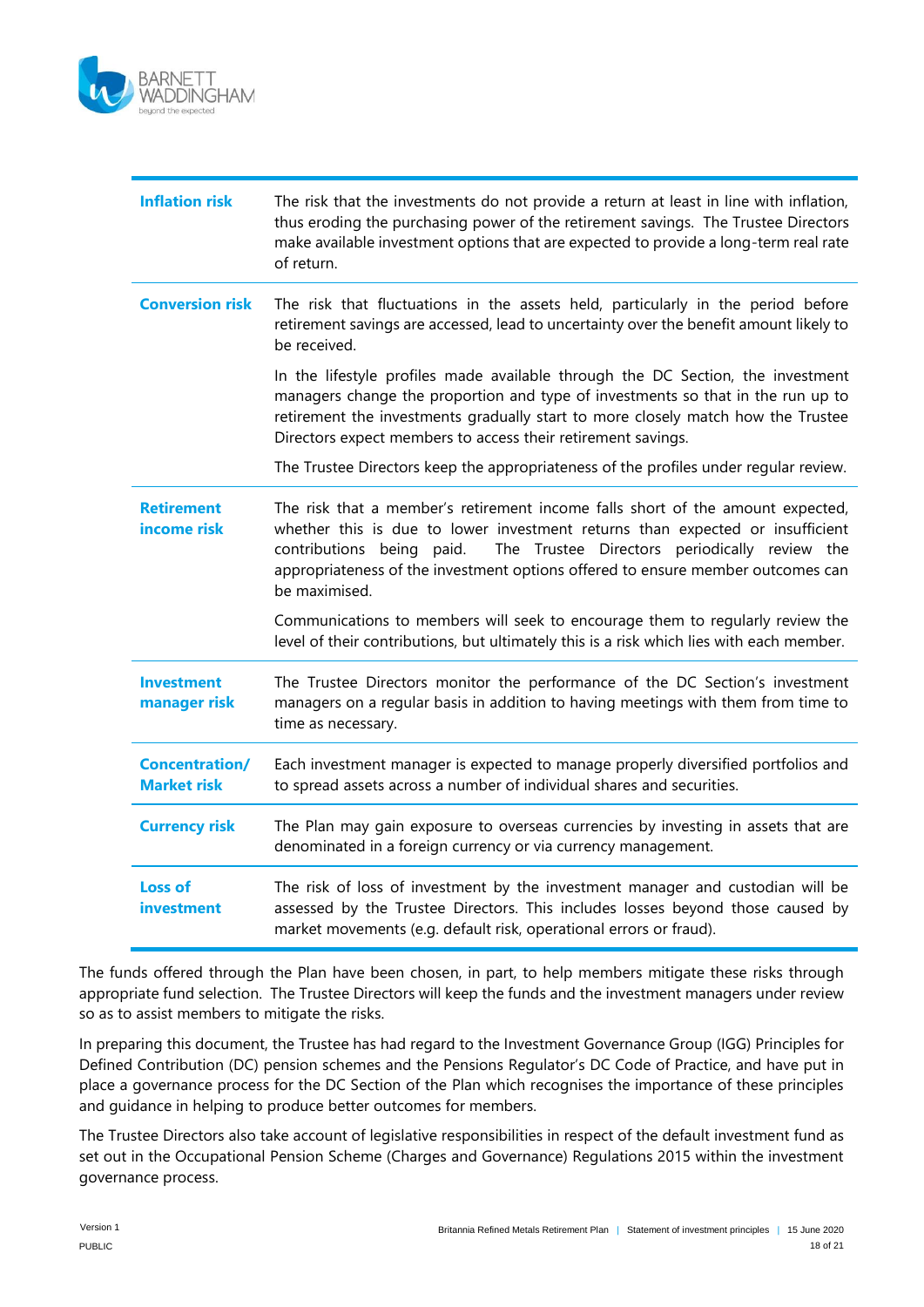| | |
|---|---|
| **Inflation risk** | The risk that the investments do not provide a return at least in line with inflation, thus eroding the purchasing power of the retirement savings. The Trustee Directors make available investment options that are expected to provide a long-term real rate of return. |
| **Conversion risk** | The risk that fluctuations in the assets held, particularly in the period before retirement savings are accessed, lead to uncertainty over the benefit amount likely to be received.<br><br>In the lifestyle profiles made available through the DC Section, the investment managers change the proportion and type of investments so that in the run up to retirement the investments gradually start to more closely match how the Trustee Directors expect members to access their retirement savings.<br><br>The Trustee Directors keep the appropriateness of the profiles under regular review. |
| **Retirement income risk** | The risk that a member's retirement income falls short of the amount expected, whether this is due to lower investment returns than expected or insufficient contributions being paid. The Trustee Directors periodically review the appropriateness of the investment options offered to ensure member outcomes can be maximised.<br><br>Communications to members will seek to encourage them to regularly review the level of their contributions, but ultimately this is a risk which lies with each member. |
| **Investment manager risk** | The Trustee Directors monitor the performance of the DC Section's investment managers on a regular basis in addition to having meetings with them from time to time as necessary. |
| **Concentration/ Market risk** | Each investment manager is expected to manage properly diversified portfolios and to spread assets across a number of individual shares and securities. |
| **Currency risk** | The Plan may gain exposure to overseas currencies by investing in assets that are denominated in a foreign currency or via currency management. |
| **Loss of investment** | The risk of loss of investment by the investment manager and custodian will be assessed by the Trustee Directors. This includes losses beyond those caused by market movements (e.g. default risk, operational errors or fraud). |

The funds offered through the Plan have been chosen, in part, to help members mitigate these risks through appropriate fund selection. The Trustee Directors will keep the funds and the investment managers under review so as to assist members to mitigate the risks.

In preparing this document, the Trustee has had regard to the Investment Governance Group (IGG) Principles for Defined Contribution (DC) pension schemes and the Pensions Regulator's DC Code of Practice, and have put in place a governance process for the DC Section of the Plan which recognises the importance of these principles and guidance in helping to produce better outcomes for members.

The Trustee Directors also take account of legislative responsibilities in respect of the default investment fund as set out in the Occupational Pension Scheme (Charges and Governance) Regulations 2015 within the investment governance process.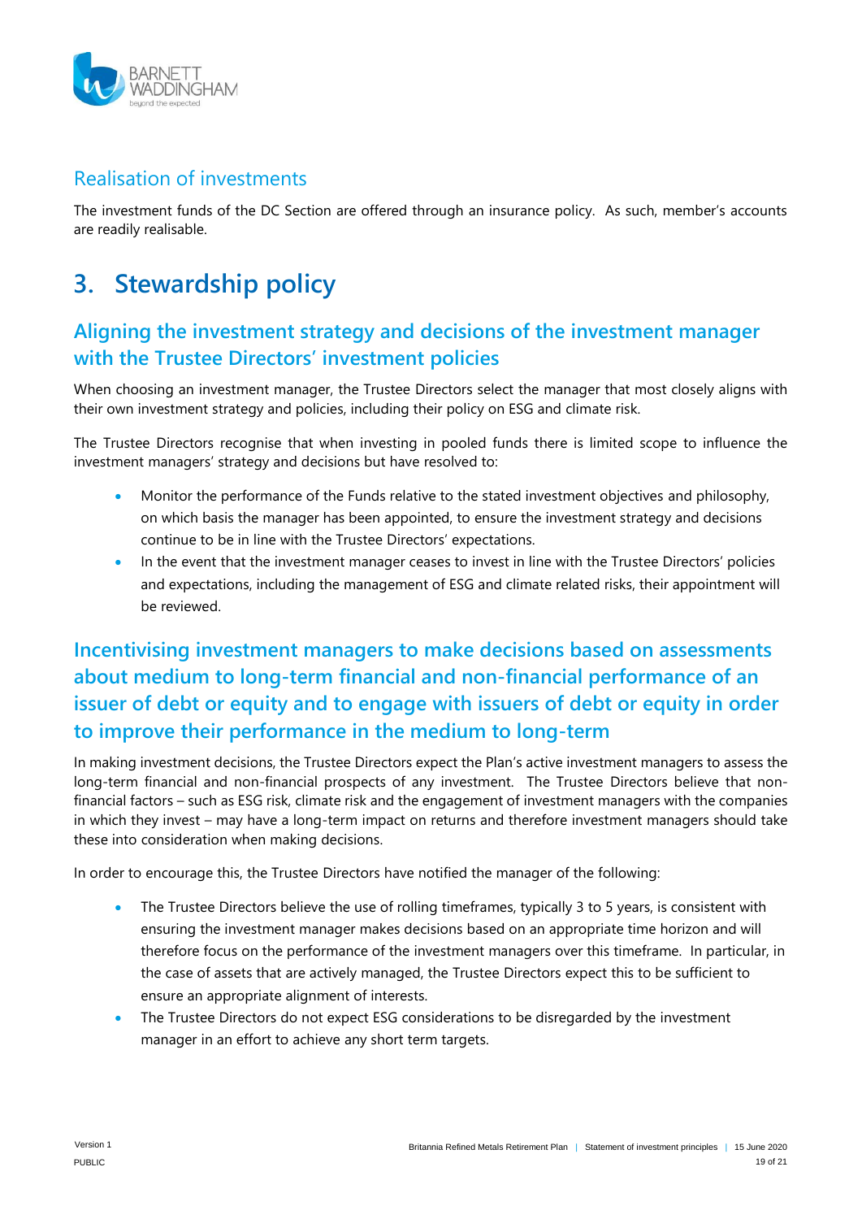## Realisation of investments

The investment funds of the DC Section are offered through an insurance policy. As such, member's accounts are readily realisable.

# 3. Stewardship policy

## Aligning the investment strategy and decisions of the investment manager with the Trustee Directors' investment policies

When choosing an investment manager, the Trustee Directors select the manager that most closely aligns with their own investment strategy and policies, including their policy on ESG and climate risk.

The Trustee Directors recognise that when investing in pooled funds there is limited scope to influence the investment managers' strategy and decisions but have resolved to:

- Monitor the performance of the Funds relative to the stated investment objectives and philosophy, on which basis the manager has been appointed, to ensure the investment strategy and decisions continue to be in line with the Trustee Directors' expectations.
- In the event that the investment manager ceases to invest in line with the Trustee Directors' policies and expectations, including the management of ESG and climate related risks, their appointment will be reviewed.

## Incentivising investment managers to make decisions based on assessments about medium to long-term financial and non-financial performance of an issuer of debt or equity and to engage with issuers of debt or equity in order to improve their performance in the medium to long-term

In making investment decisions, the Trustee Directors expect the Plan's active investment managers to assess the long-term financial and non-financial prospects of any investment. The Trustee Directors believe that non-financial factors – such as ESG risk, climate risk and the engagement of investment managers with the companies in which they invest – may have a long-term impact on returns and therefore investment managers should take these into consideration when making decisions.

In order to encourage this, the Trustee Directors have notified the manager of the following:

- The Trustee Directors believe the use of rolling timeframes, typically 3 to 5 years, is consistent with ensuring the investment manager makes decisions based on an appropriate time horizon and will therefore focus on the performance of the investment managers over this timeframe. In particular, in the case of assets that are actively managed, the Trustee Directors expect this to be sufficient to ensure an appropriate alignment of interests.
- The Trustee Directors do not expect ESG considerations to be disregarded by the investment manager in an effort to achieve any short term targets.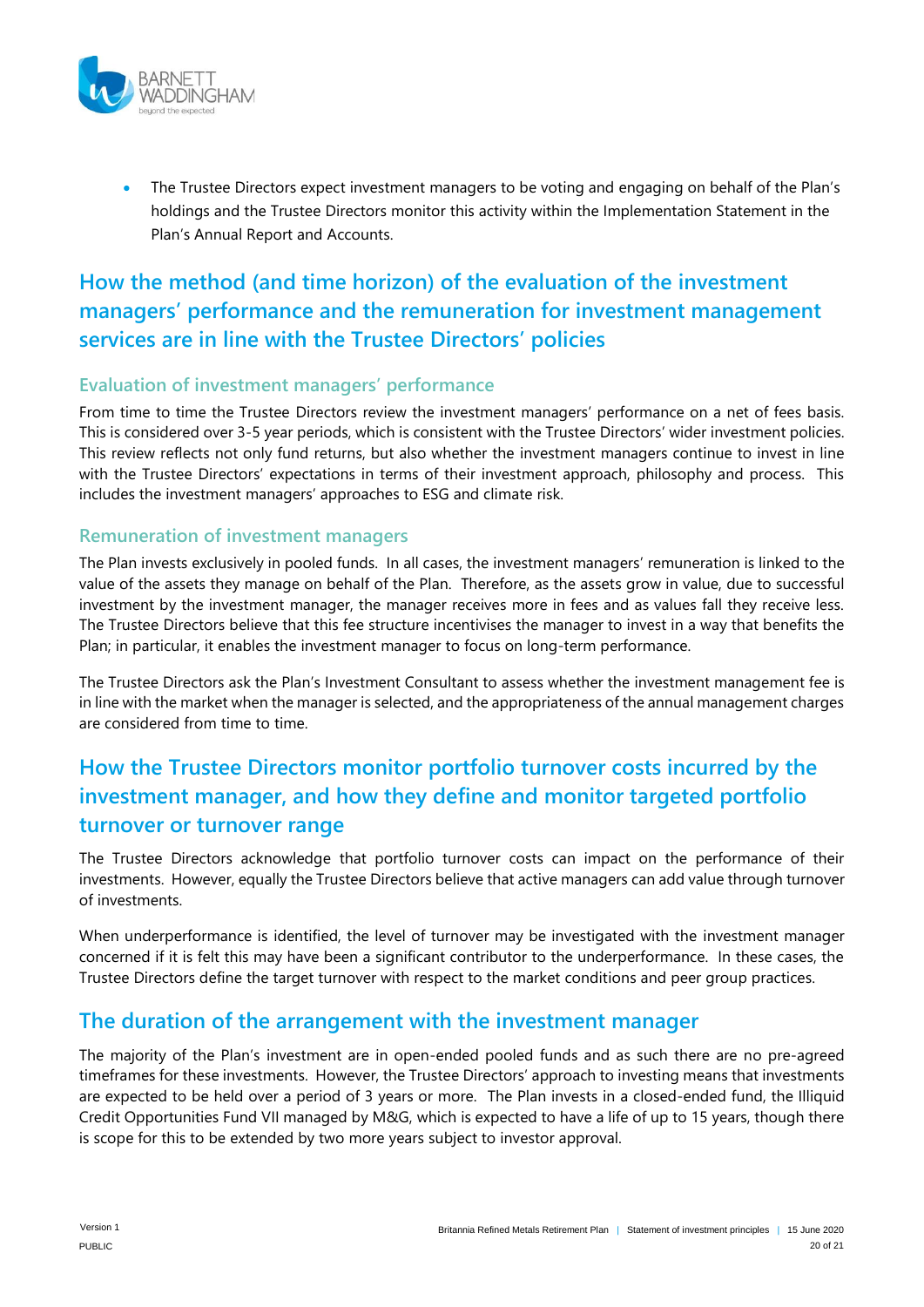- The Trustee Directors expect investment managers to be voting and engaging on behalf of the Plan's holdings and the Trustee Directors monitor this activity within the Implementation Statement in the Plan's Annual Report and Accounts.

## How the method (and time horizon) of the evaluation of the investment managers' performance and the remuneration for investment management services are in line with the Trustee Directors' policies

### Evaluation of investment managers' performance

From time to time the Trustee Directors review the investment managers' performance on a net of fees basis. This is considered over 3-5 year periods, which is consistent with the Trustee Directors' wider investment policies. This review reflects not only fund returns, but also whether the investment managers continue to invest in line with the Trustee Directors' expectations in terms of their investment approach, philosophy and process. This includes the investment managers' approaches to ESG and climate risk.

### Remuneration of investment managers

The Plan invests exclusively in pooled funds. In all cases, the investment managers' remuneration is linked to the value of the assets they manage on behalf of the Plan. Therefore, as the assets grow in value, due to successful investment by the investment manager, the manager receives more in fees and as values fall they receive less. The Trustee Directors believe that this fee structure incentivises the manager to invest in a way that benefits the Plan; in particular, it enables the investment manager to focus on long-term performance.

The Trustee Directors ask the Plan's Investment Consultant to assess whether the investment management fee is in line with the market when the manager is selected, and the appropriateness of the annual management charges are considered from time to time.

## How the Trustee Directors monitor portfolio turnover costs incurred by the investment manager, and how they define and monitor targeted portfolio turnover or turnover range

The Trustee Directors acknowledge that portfolio turnover costs can impact on the performance of their investments. However, equally the Trustee Directors believe that active managers can add value through turnover of investments.

When underperformance is identified, the level of turnover may be investigated with the investment manager concerned if it is felt this may have been a significant contributor to the underperformance. In these cases, the Trustee Directors define the target turnover with respect to the market conditions and peer group practices.

## The duration of the arrangement with the investment manager

The majority of the Plan's investment are in open-ended pooled funds and as such there are no pre-agreed timeframes for these investments. However, the Trustee Directors' approach to investing means that investments are expected to be held over a period of 3 years or more. The Plan invests in a closed-ended fund, the Illiquid Credit Opportunities Fund VII managed by M&G, which is expected to have a life of up to 15 years, though there is scope for this to be extended by two more years subject to investor approval.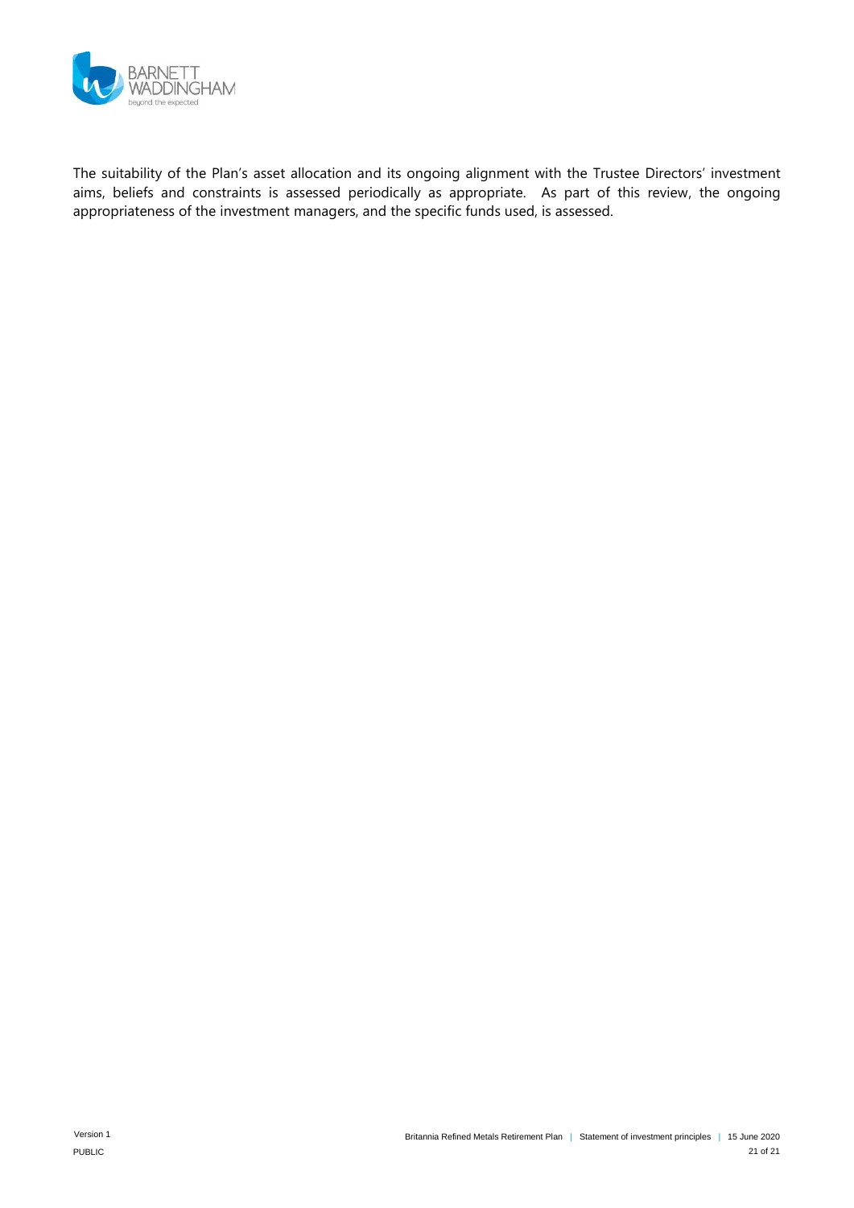The suitability of the Plan's asset allocation and its ongoing alignment with the Trustee Directors' investment aims, beliefs and constraints is assessed periodically as appropriate. As part of this review, the ongoing appropriateness of the investment managers, and the specific funds used, is assessed.